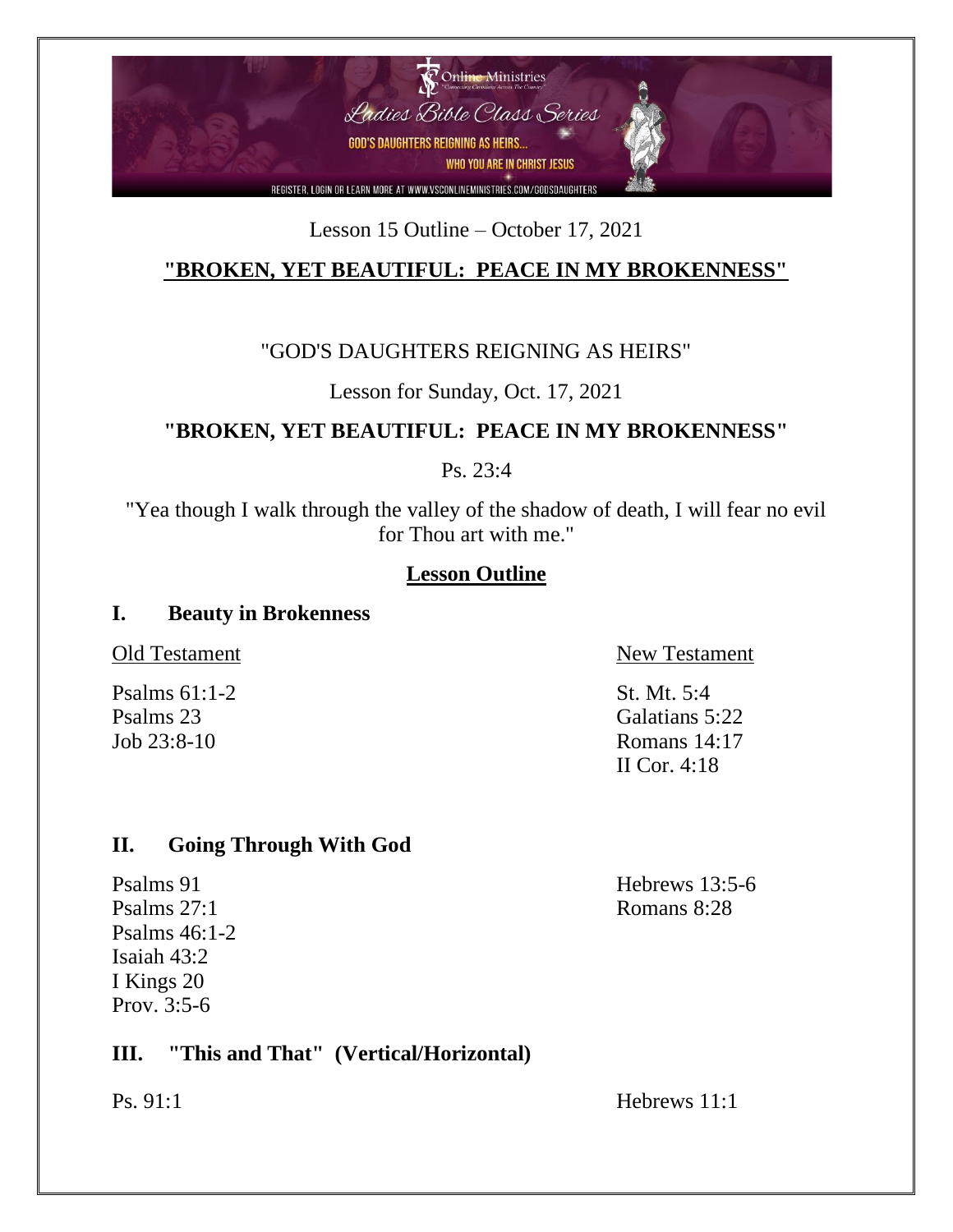Lesson 15 Outline – October 17, 2021

# "BROKEN, YET BEAUTIFUL: PEACE IN MY BROKENNESS"

"GOD'S DAUGHTERS REIGNING AS HEIRS"

Lesson for Sunday, Oct. 17, 2021

## "BROKEN, YET BEAUTIFUL: PEACE IN MY BROKENNESS"

Ps. 23:4

"Yea though I walk through the valley of the shadow of death, I will fear no evil for Thou art with me."

## Lesson Outline

### I. Beauty in Brokenness

| Old Testament | New Testament |
| --- | --- |
| Psalms 61:1-2 | St. Mt. 5:4 |
| Psalms 23 | Galatians 5:22 |
| Job 23:8-10 | Romans 14:17 |
| | II Cor. 4:18 |

### II. Going Through With God

| | |
| --- | --- |
| Psalms 91 | Hebrews 13:5-6 |
| Psalms 27:1 | Romans 8:28 |
| Psalms 46:1-2 | |
| Isaiah 43:2 | |
| I Kings 20 | |
| Prov. 3:5-6 | |

### III. "This and That" (Vertical/Horizontal)

| | |
| --- | --- |
| Ps. 91:1 | Hebrews 11:1 |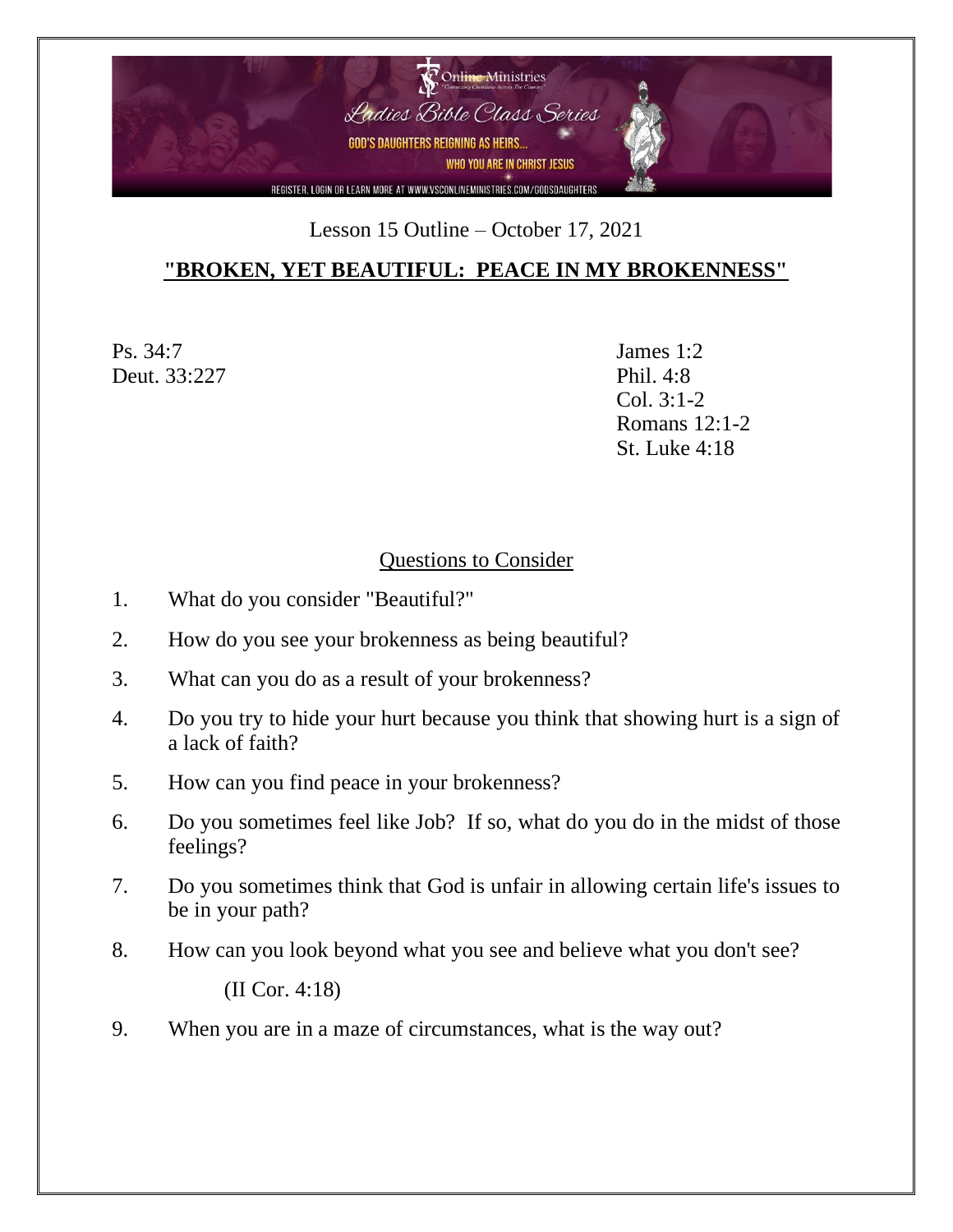Lesson 15 Outline – October 17, 2021

## "BROKEN, YET BEAUTIFUL: PEACE IN MY BROKENNESS"

Ps. 34:7
Deut. 33:227

James 1:2
Phil. 4:8
Col. 3:1-2
Romans 12:1-2
St. Luke 4:18

### Questions to Consider

1. What do you consider "Beautiful?"
2. How do you see your brokenness as being beautiful?
3. What can you do as a result of your brokenness?
4. Do you try to hide your hurt because you think that showing hurt is a sign of a lack of faith?
5. How can you find peace in your brokenness?
6. Do you sometimes feel like Job? If so, what do you do in the midst of those feelings?
7. Do you sometimes think that God is unfair in allowing certain life's issues to be in your path?
8. How can you look beyond what you see and believe what you don't see?

   (II Cor. 4:18)
9. When you are in a maze of circumstances, what is the way out?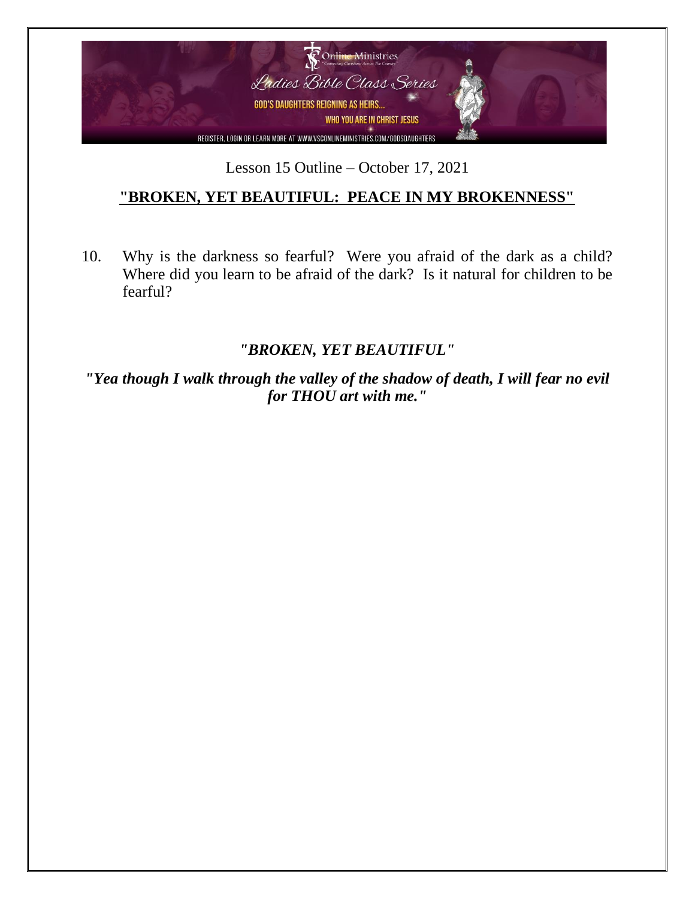Lesson 15 Outline – October 17, 2021

## "BROKEN, YET BEAUTIFUL: PEACE IN MY BROKENNESS"

10. Why is the darkness so fearful? Were you afraid of the dark as a child? Where did you learn to be afraid of the dark? Is it natural for children to be fearful?

***"BROKEN, YET BEAUTIFUL"***

***"Yea though I walk through the valley of the shadow of death, I will fear no evil for THOU art with me."***